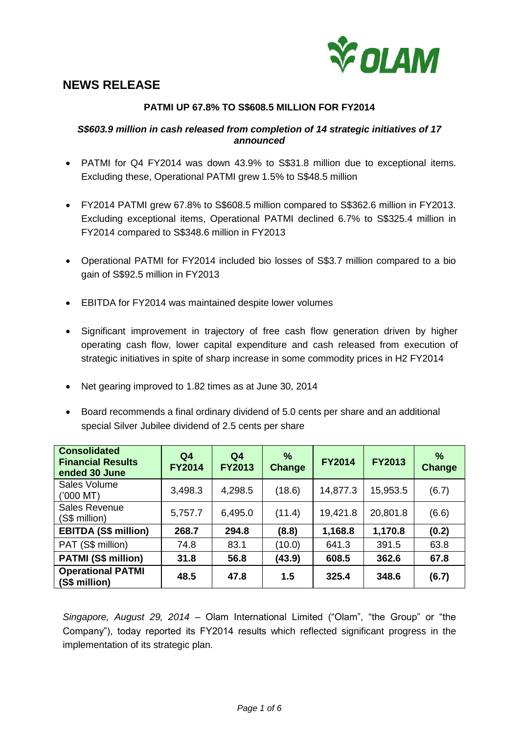# NEWS RELEASE

**PATMI UP 67.8% TO S$608.5 MILLION FOR FY2014**

***S$603.9 million in cash released from completion of 14 strategic initiatives of 17 announced***

- PATMI for Q4 FY2014 was down 43.9% to S$31.8 million due to exceptional items. Excluding these, Operational PATMI grew 1.5% to S$48.5 million
- FY2014 PATMI grew 67.8% to S$608.5 million compared to S$362.6 million in FY2013. Excluding exceptional items, Operational PATMI declined 6.7% to S$325.4 million in FY2014 compared to S$348.6 million in FY2013
- Operational PATMI for FY2014 included bio losses of S$3.7 million compared to a bio gain of S$92.5 million in FY2013
- EBITDA for FY2014 was maintained despite lower volumes
- Significant improvement in trajectory of free cash flow generation driven by higher operating cash flow, lower capital expenditure and cash released from execution of strategic initiatives in spite of sharp increase in some commodity prices in H2 FY2014
- Net gearing improved to 1.82 times as at June 30, 2014
- Board recommends a final ordinary dividend of 5.0 cents per share and an additional special Silver Jubilee dividend of 2.5 cents per share

| **Consolidated Financial Results ended 30 June** | **Q4 FY2014** | **Q4 FY2013** | **% Change** | **FY2014** | **FY2013** | **% Change** |
|---|---|---|---|---|---|---|
| Sales Volume ('000 MT) | 3,498.3 | 4,298.5 | (18.6) | 14,877.3 | 15,953.5 | (6.7) |
| Sales Revenue (S$ million) | 5,757.7 | 6,495.0 | (11.4) | 19,421.8 | 20,801.8 | (6.6) |
| **EBITDA (S$ million)** | **268.7** | **294.8** | **(8.8)** | **1,168.8** | **1,170.8** | **(0.2)** |
| PAT (S$ million) | 74.8 | 83.1 | (10.0) | 641.3 | 391.5 | 63.8 |
| **PATMI (S$ million)** | **31.8** | **56.8** | **(43.9)** | **608.5** | **362.6** | **67.8** |
| **Operational PATMI (S$ million)** | **48.5** | **47.8** | **1.5** | **325.4** | **348.6** | **(6.7)** |

*Singapore, August 29, 2014* – Olam International Limited ("Olam", "the Group" or "the Company"), today reported its FY2014 results which reflected significant progress in the implementation of its strategic plan.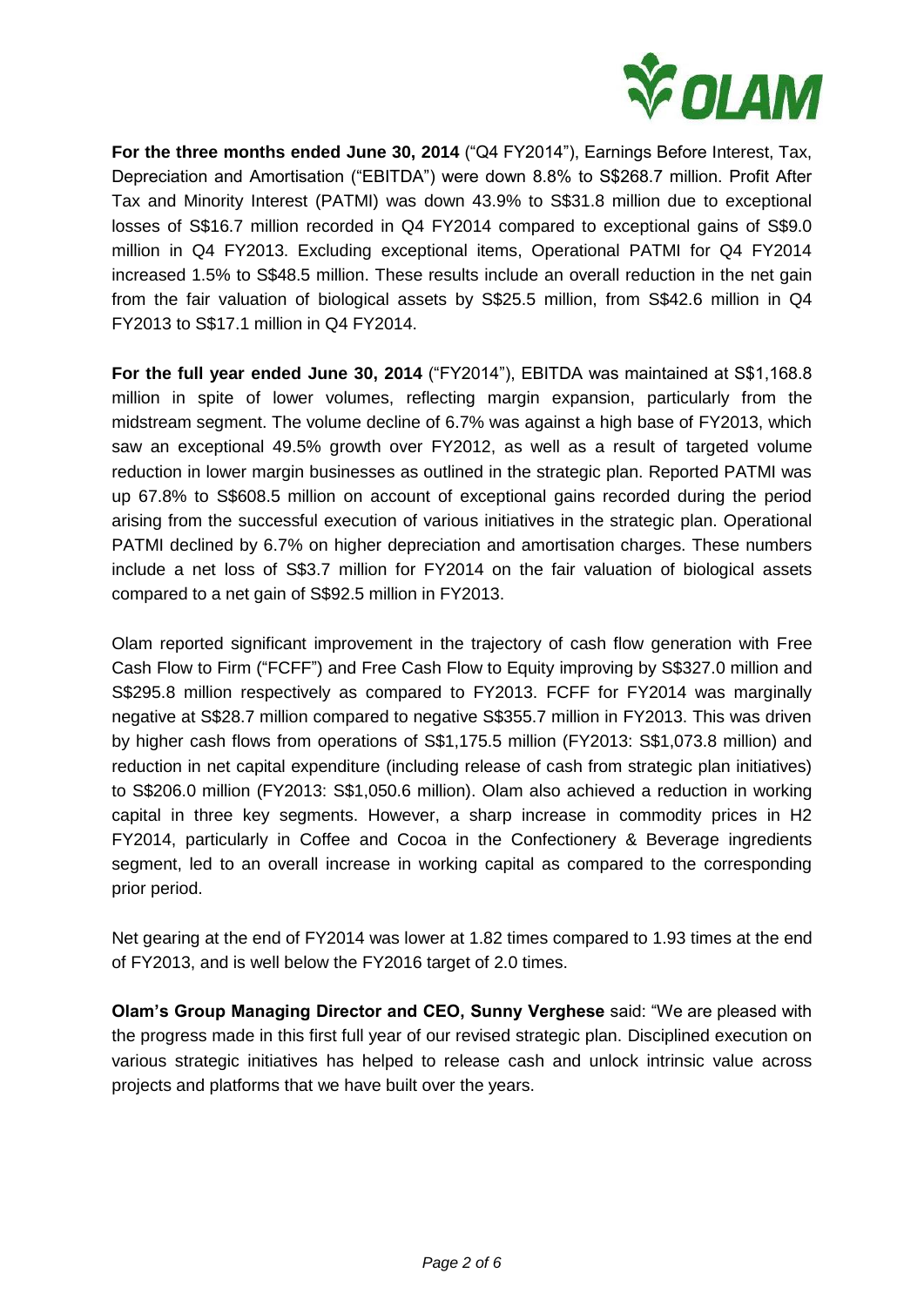**For the three months ended June 30, 2014** ("Q4 FY2014"), Earnings Before Interest, Tax, Depreciation and Amortisation ("EBITDA") were down 8.8% to S$268.7 million. Profit After Tax and Minority Interest (PATMI) was down 43.9% to S$31.8 million due to exceptional losses of S$16.7 million recorded in Q4 FY2014 compared to exceptional gains of S$9.0 million in Q4 FY2013. Excluding exceptional items, Operational PATMI for Q4 FY2014 increased 1.5% to S$48.5 million. These results include an overall reduction in the net gain from the fair valuation of biological assets by S$25.5 million, from S$42.6 million in Q4 FY2013 to S$17.1 million in Q4 FY2014.

**For the full year ended June 30, 2014** ("FY2014"), EBITDA was maintained at S$1,168.8 million in spite of lower volumes, reflecting margin expansion, particularly from the midstream segment. The volume decline of 6.7% was against a high base of FY2013, which saw an exceptional 49.5% growth over FY2012, as well as a result of targeted volume reduction in lower margin businesses as outlined in the strategic plan. Reported PATMI was up 67.8% to S$608.5 million on account of exceptional gains recorded during the period arising from the successful execution of various initiatives in the strategic plan. Operational PATMI declined by 6.7% on higher depreciation and amortisation charges. These numbers include a net loss of S$3.7 million for FY2014 on the fair valuation of biological assets compared to a net gain of S$92.5 million in FY2013.

Olam reported significant improvement in the trajectory of cash flow generation with Free Cash Flow to Firm ("FCFF") and Free Cash Flow to Equity improving by S$327.0 million and S$295.8 million respectively as compared to FY2013. FCFF for FY2014 was marginally negative at S$28.7 million compared to negative S$355.7 million in FY2013. This was driven by higher cash flows from operations of S$1,175.5 million (FY2013: S$1,073.8 million) and reduction in net capital expenditure (including release of cash from strategic plan initiatives) to S$206.0 million (FY2013: S$1,050.6 million). Olam also achieved a reduction in working capital in three key segments. However, a sharp increase in commodity prices in H2 FY2014, particularly in Coffee and Cocoa in the Confectionery & Beverage ingredients segment, led to an overall increase in working capital as compared to the corresponding prior period.

Net gearing at the end of FY2014 was lower at 1.82 times compared to 1.93 times at the end of FY2013, and is well below the FY2016 target of 2.0 times.

**Olam's Group Managing Director and CEO, Sunny Verghese** said: "We are pleased with the progress made in this first full year of our revised strategic plan. Disciplined execution on various strategic initiatives has helped to release cash and unlock intrinsic value across projects and platforms that we have built over the years.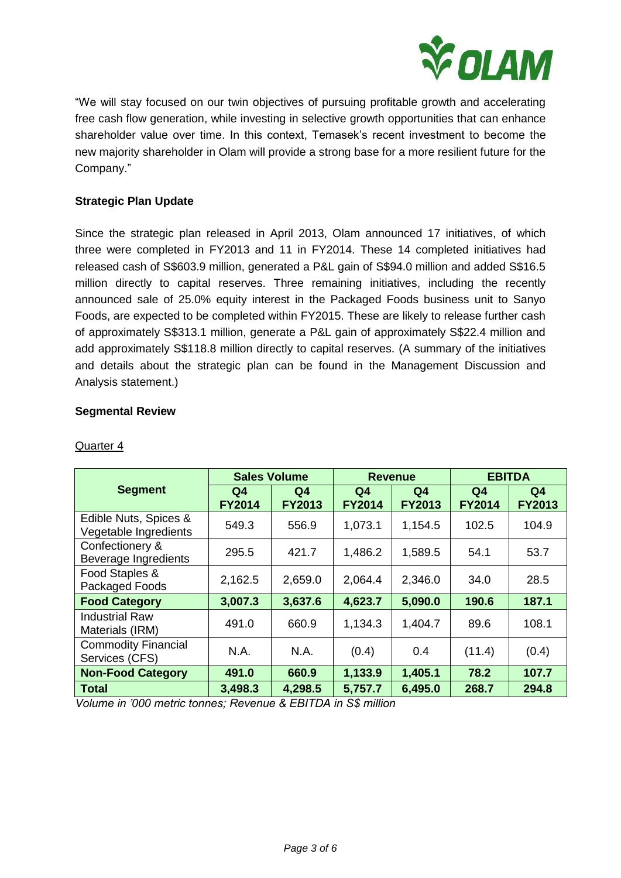"We will stay focused on our twin objectives of pursuing profitable growth and accelerating free cash flow generation, while investing in selective growth opportunities that can enhance shareholder value over time. In this context, Temasek's recent investment to become the new majority shareholder in Olam will provide a strong base for a more resilient future for the Company."

**Strategic Plan Update**

Since the strategic plan released in April 2013, Olam announced 17 initiatives, of which three were completed in FY2013 and 11 in FY2014. These 14 completed initiatives had released cash of S$603.9 million, generated a P&L gain of S$94.0 million and added S$16.5 million directly to capital reserves. Three remaining initiatives, including the recently announced sale of 25.0% equity interest in the Packaged Foods business unit to Sanyo Foods, are expected to be completed within FY2015. These are likely to release further cash of approximately S$313.1 million, generate a P&L gain of approximately S$22.4 million and add approximately S$118.8 million directly to capital reserves. (A summary of the initiatives and details about the strategic plan can be found in the Management Discussion and Analysis statement.)

**Segmental Review**

Quarter 4

| Segment | Sales Volume | | Revenue | | EBITDA | |
|---|---|---|---|---|---|---|
| | Q4 FY2014 | Q4 FY2013 | Q4 FY2014 | Q4 FY2013 | Q4 FY2014 | Q4 FY2013 |
| Edible Nuts, Spices & Vegetable Ingredients | 549.3 | 556.9 | 1,073.1 | 1,154.5 | 102.5 | 104.9 |
| Confectionery & Beverage Ingredients | 295.5 | 421.7 | 1,486.2 | 1,589.5 | 54.1 | 53.7 |
| Food Staples & Packaged Foods | 2,162.5 | 2,659.0 | 2,064.4 | 2,346.0 | 34.0 | 28.5 |
| **Food Category** | **3,007.3** | **3,637.6** | **4,623.7** | **5,090.0** | **190.6** | **187.1** |
| Industrial Raw Materials (IRM) | 491.0 | 660.9 | 1,134.3 | 1,404.7 | 89.6 | 108.1 |
| Commodity Financial Services (CFS) | N.A. | N.A. | (0.4) | 0.4 | (11.4) | (0.4) |
| **Non-Food Category** | **491.0** | **660.9** | **1,133.9** | **1,405.1** | **78.2** | **107.7** |
| **Total** | **3,498.3** | **4,298.5** | **5,757.7** | **6,495.0** | **268.7** | **294.8** |

*Volume in '000 metric tonnes; Revenue & EBITDA in S$ million*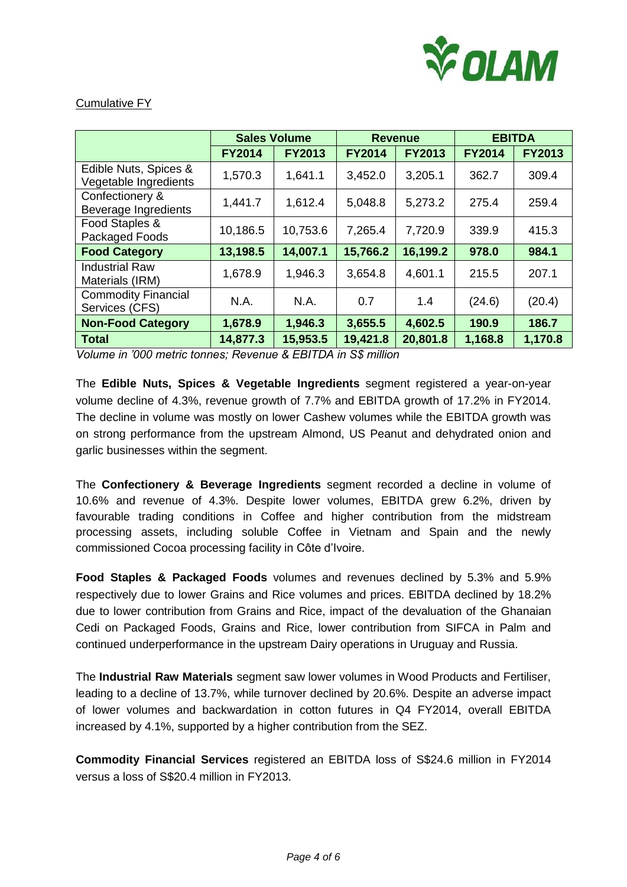Cumulative FY

| | Sales Volume | | Revenue | | EBITDA | |
|---|---|---|---|---|---|---|
| | **FY2014** | **FY2013** | **FY2014** | **FY2013** | **FY2014** | **FY2013** |
| Edible Nuts, Spices & Vegetable Ingredients | 1,570.3 | 1,641.1 | 3,452.0 | 3,205.1 | 362.7 | 309.4 |
| Confectionery & Beverage Ingredients | 1,441.7 | 1,612.4 | 5,048.8 | 5,273.2 | 275.4 | 259.4 |
| Food Staples & Packaged Foods | 10,186.5 | 10,753.6 | 7,265.4 | 7,720.9 | 339.9 | 415.3 |
| **Food Category** | **13,198.5** | **14,007.1** | **15,766.2** | **16,199.2** | **978.0** | **984.1** |
| Industrial Raw Materials (IRM) | 1,678.9 | 1,946.3 | 3,654.8 | 4,601.1 | 215.5 | 207.1 |
| Commodity Financial Services (CFS) | N.A. | N.A. | 0.7 | 1.4 | (24.6) | (20.4) |
| **Non-Food Category** | **1,678.9** | **1,946.3** | **3,655.5** | **4,602.5** | **190.9** | **186.7** |
| **Total** | **14,877.3** | **15,953.5** | **19,421.8** | **20,801.8** | **1,168.8** | **1,170.8** |

*Volume in '000 metric tonnes; Revenue & EBITDA in S$ million*

The **Edible Nuts, Spices & Vegetable Ingredients** segment registered a year-on-year volume decline of 4.3%, revenue growth of 7.7% and EBITDA growth of 17.2% in FY2014. The decline in volume was mostly on lower Cashew volumes while the EBITDA growth was on strong performance from the upstream Almond, US Peanut and dehydrated onion and garlic businesses within the segment.

The **Confectionery & Beverage Ingredients** segment recorded a decline in volume of 10.6% and revenue of 4.3%. Despite lower volumes, EBITDA grew 6.2%, driven by favourable trading conditions in Coffee and higher contribution from the midstream processing assets, including soluble Coffee in Vietnam and Spain and the newly commissioned Cocoa processing facility in Côte d'Ivoire.

**Food Staples & Packaged Foods** volumes and revenues declined by 5.3% and 5.9% respectively due to lower Grains and Rice volumes and prices. EBITDA declined by 18.2% due to lower contribution from Grains and Rice, impact of the devaluation of the Ghanaian Cedi on Packaged Foods, Grains and Rice, lower contribution from SIFCA in Palm and continued underperformance in the upstream Dairy operations in Uruguay and Russia.

The **Industrial Raw Materials** segment saw lower volumes in Wood Products and Fertiliser, leading to a decline of 13.7%, while turnover declined by 20.6%. Despite an adverse impact of lower volumes and backwardation in cotton futures in Q4 FY2014, overall EBITDA increased by 4.1%, supported by a higher contribution from the SEZ.

**Commodity Financial Services** registered an EBITDA loss of S$24.6 million in FY2014 versus a loss of S$20.4 million in FY2013.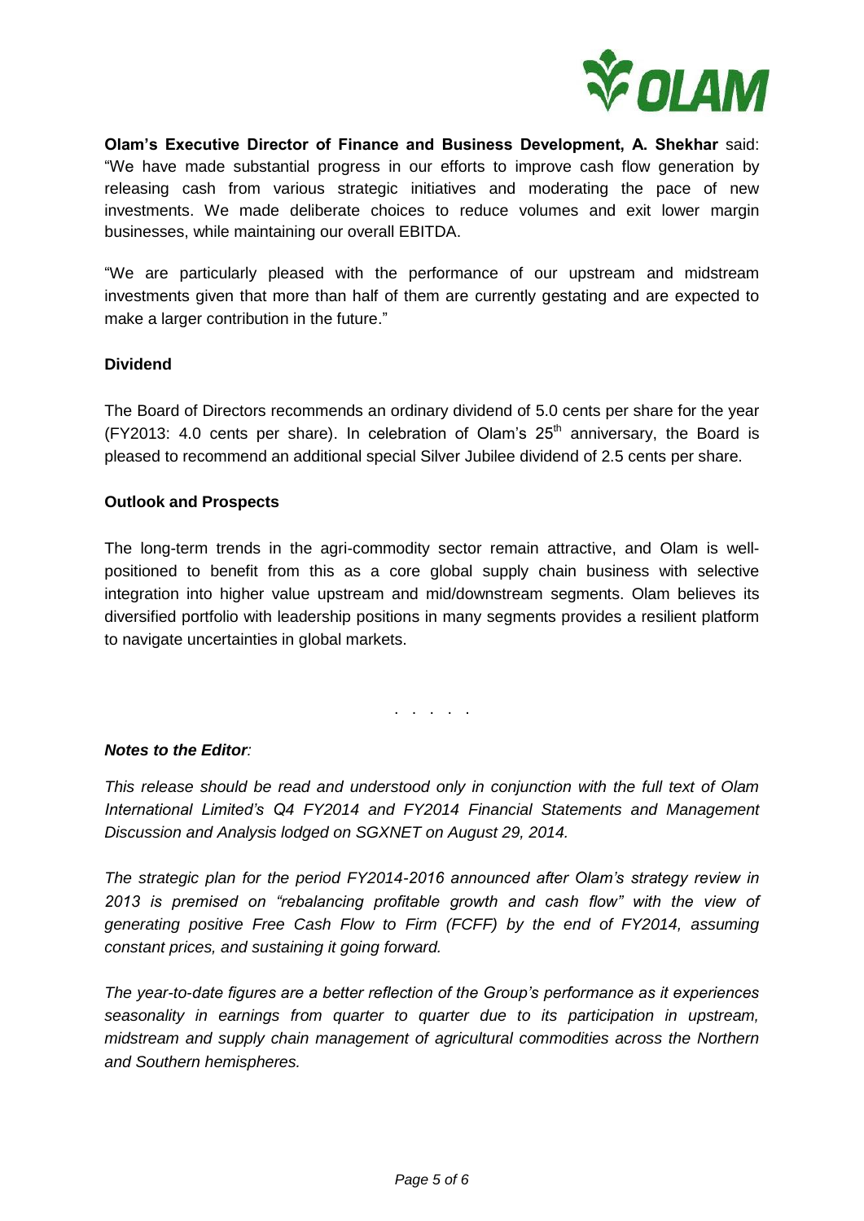**Olam's Executive Director of Finance and Business Development, A. Shekhar** said: "We have made substantial progress in our efforts to improve cash flow generation by releasing cash from various strategic initiatives and moderating the pace of new investments. We made deliberate choices to reduce volumes and exit lower margin businesses, while maintaining our overall EBITDA.

"We are particularly pleased with the performance of our upstream and midstream investments given that more than half of them are currently gestating and are expected to make a larger contribution in the future."

**Dividend**

The Board of Directors recommends an ordinary dividend of 5.0 cents per share for the year (FY2013: 4.0 cents per share). In celebration of Olam's 25th anniversary, the Board is pleased to recommend an additional special Silver Jubilee dividend of 2.5 cents per share.

**Outlook and Prospects**

The long-term trends in the agri-commodity sector remain attractive, and Olam is well-positioned to benefit from this as a core global supply chain business with selective integration into higher value upstream and mid/downstream segments. Olam believes its diversified portfolio with leadership positions in many segments provides a resilient platform to navigate uncertainties in global markets.

. . . . .

***Notes to the Editor:***

*This release should be read and understood only in conjunction with the full text of Olam International Limited's Q4 FY2014 and FY2014 Financial Statements and Management Discussion and Analysis lodged on SGXNET on August 29, 2014.*

*The strategic plan for the period FY2014-2016 announced after Olam's strategy review in 2013 is premised on "rebalancing profitable growth and cash flow" with the view of generating positive Free Cash Flow to Firm (FCFF) by the end of FY2014, assuming constant prices, and sustaining it going forward.*

*The year-to-date figures are a better reflection of the Group's performance as it experiences seasonality in earnings from quarter to quarter due to its participation in upstream, midstream and supply chain management of agricultural commodities across the Northern and Southern hemispheres.*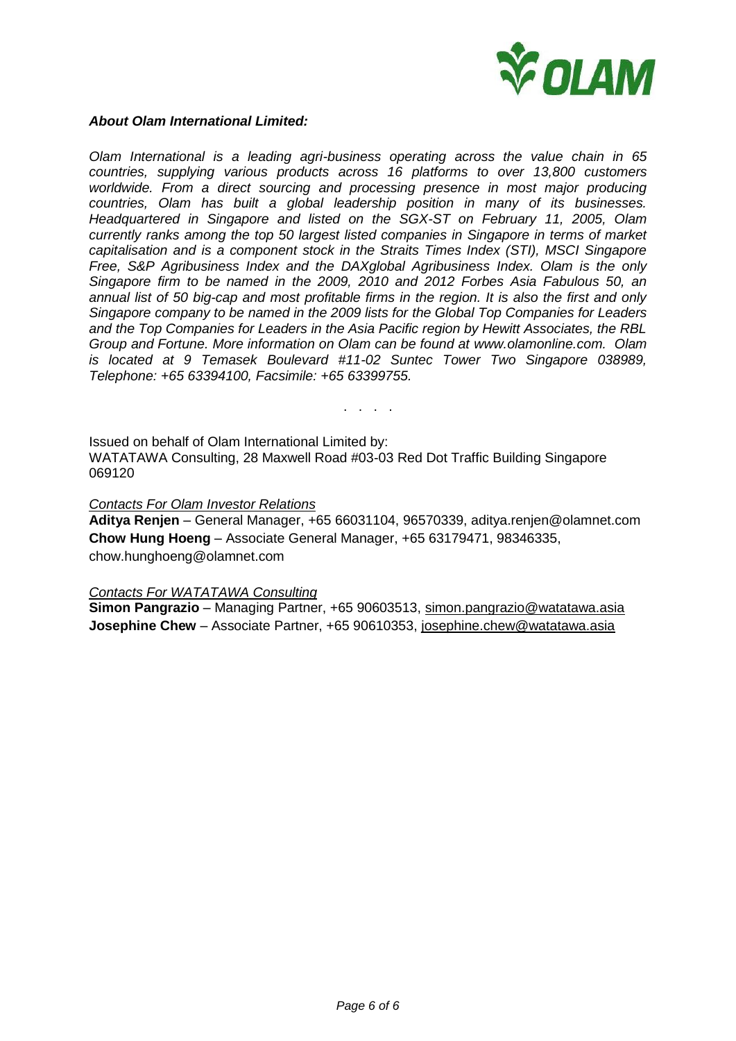***About Olam International Limited:***

*Olam International is a leading agri-business operating across the value chain in 65 countries, supplying various products across 16 platforms to over 13,800 customers worldwide. From a direct sourcing and processing presence in most major producing countries, Olam has built a global leadership position in many of its businesses. Headquartered in Singapore and listed on the SGX-ST on February 11, 2005, Olam currently ranks among the top 50 largest listed companies in Singapore in terms of market capitalisation and is a component stock in the Straits Times Index (STI), MSCI Singapore Free, S&P Agribusiness Index and the DAXglobal Agribusiness Index. Olam is the only Singapore firm to be named in the 2009, 2010 and 2012 Forbes Asia Fabulous 50, an annual list of 50 big-cap and most profitable firms in the region. It is also the first and only Singapore company to be named in the 2009 lists for the Global Top Companies for Leaders and the Top Companies for Leaders in the Asia Pacific region by Hewitt Associates, the RBL Group and Fortune. More information on Olam can be found at www.olamonline.com. Olam is located at 9 Temasek Boulevard #11-02 Suntec Tower Two Singapore 038989, Telephone: +65 63394100, Facsimile: +65 63399755.*

. . . .

Issued on behalf of Olam International Limited by:
WATATAWA Consulting, 28 Maxwell Road #03-03 Red Dot Traffic Building Singapore 069120

*Contacts For Olam Investor Relations*

**Aditya Renjen** – General Manager, +65 66031104, 96570339, aditya.renjen@olamnet.com
**Chow Hung Hoeng** – Associate General Manager, +65 63179471, 98346335, chow.hunghoeng@olamnet.com

*Contacts For WATATAWA Consulting*

**Simon Pangrazio** – Managing Partner, +65 90603513, simon.pangrazio@watatawa.asia
**Josephine Chew** – Associate Partner, +65 90610353, josephine.chew@watatawa.asia